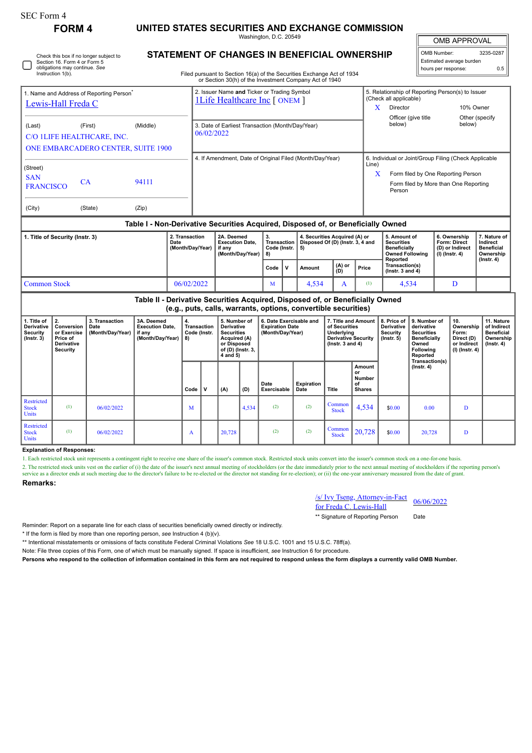SEC Form 4

# FORM 4

# UNITED STATES SECURITIES AND EXCHANGE COMMISSION

Washington, D.C. 20549

## STATEMENT OF CHANGES IN BENEFICIAL OWNERSHIP

Filed pursuant to Section 16(a) of the Securities Exchange Act of 1934
or Section 30(h) of the Investment Company Act of 1940

| OMB APPROVAL | |
|---|---|
| OMB Number: | 3235-0287 |
| Estimated average burden | |
| hours per response: | 0.5 |

☐ Check this box if no longer subject to Section 16. Form 4 or Form 5 obligations may continue. *See* Instruction 1(b).

1. Name and Address of Reporting Person*
Lewis-Hall Freda C

(Last) (First) (Middle)
C/O 1LIFE HEALTHCARE, INC.
ONE EMBARCADERO CENTER, SUITE 1900

(Street)
SAN FRANCISCO CA 94111

(City) (State) (Zip)

2. Issuer Name **and** Ticker or Trading Symbol
1Life Healthcare Inc [ ONEM ]

3. Date of Earliest Transaction (Month/Day/Year)
06/02/2022

4. If Amendment, Date of Original Filed (Month/Day/Year)

5. Relationship of Reporting Person(s) to Issuer (Check all applicable)
X Director
10% Owner
Officer (give title below)
Other (specify below)

6. Individual or Joint/Group Filing (Check Applicable Line)
X Form filed by One Reporting Person
Form filed by More than One Reporting Person

## Table I - Non-Derivative Securities Acquired, Disposed of, or Beneficially Owned

| 1. Title of Security (Instr. 3) | 2. Transaction Date (Month/Day/Year) | 2A. Deemed Execution Date, if any (Month/Day/Year) | 3. Transaction Code (Instr. 8) | | 4. Securities Acquired (A) or Disposed Of (D) (Instr. 3, 4 and 5) | | | 5. Amount of Securities Beneficially Owned Following Reported Transaction(s) (Instr. 3 and 4) | 6. Ownership Form: Direct (D) or Indirect (I) (Instr. 4) | 7. Nature of Indirect Beneficial Ownership (Instr. 4) |
|---|---|---|---|---|---|---|---|---|---|---|
| | | | Code | V | Amount | (A) or (D) | Price | | | |
| Common Stock | 06/02/2022 | | M | | 4,534 | A | (1) | 4,534 | D | |

## Table II - Derivative Securities Acquired, Disposed of, or Beneficially Owned (e.g., puts, calls, warrants, options, convertible securities)

| 1. Title of Derivative Security (Instr. 3) | 2. Conversion or Exercise Price of Derivative Security | 3. Transaction Date (Month/Day/Year) | 3A. Deemed Execution Date, if any (Month/Day/Year) | 4. Transaction Code (Instr. 8) | | 5. Number of Derivative Securities Acquired (A) or Disposed of (D) (Instr. 3, 4 and 5) | | 6. Date Exercisable and Expiration Date (Month/Day/Year) | | 7. Title and Amount of Securities Underlying Derivative Security (Instr. 3 and 4) | | 8. Price of Derivative Security (Instr. 5) | 9. Number of derivative Securities Beneficially Owned Following Reported Transaction(s) (Instr. 4) | 10. Ownership Form: Direct (D) or Indirect (I) (Instr. 4) | 11. Nature of Indirect Beneficial Ownership (Instr. 4) |
|---|---|---|---|---|---|---|---|---|---|---|---|---|---|---|---|
| | | | | Code | V | (A) | (D) | Date Exercisable | Expiration Date | Title | Amount or Number of Shares | | | | |
| Restricted Stock Units | (1) | 06/02/2022 | | M | | | 4,534 | (2) | (2) | Common Stock | 4,534 | $0.00 | 0.00 | D | |
| Restricted Stock Units | (1) | 06/02/2022 | | A | | 20,728 | | (2) | (2) | Common Stock | 20,728 | $0.00 | 20,728 | D | |

**Explanation of Responses:**

1. Each restricted stock unit represents a contingent right to receive one share of the issuer's common stock. Restricted stock units convert into the issuer's common stock on a one-for-one basis.

2. The restricted stock units vest on the earlier of (i) the date of the issuer's next annual meeting of stockholders (or the date immediately prior to the next annual meeting of stockholders if the reporting person's service as a director ends at such meeting due to the director's failure to be re-elected or the director not standing for re-election); or (ii) the one-year anniversary measured from the date of grant.

**Remarks:**

/s/ Ivy Tseng, Attorney-in-Fact for Freda C. Lewis-Hall — 06/06/2022

** Signature of Reporting Person — Date

Reminder: Report on a separate line for each class of securities beneficially owned directly or indirectly.

* If the form is filed by more than one reporting person, *see* Instruction 4 (b)(v).

** Intentional misstatements or omissions of facts constitute Federal Criminal Violations *See* 18 U.S.C. 1001 and 15 U.S.C. 78ff(a).

Note: File three copies of this Form, one of which must be manually signed. If space is insufficient, *see* Instruction 6 for procedure.

**Persons who respond to the collection of information contained in this form are not required to respond unless the form displays a currently valid OMB Number.**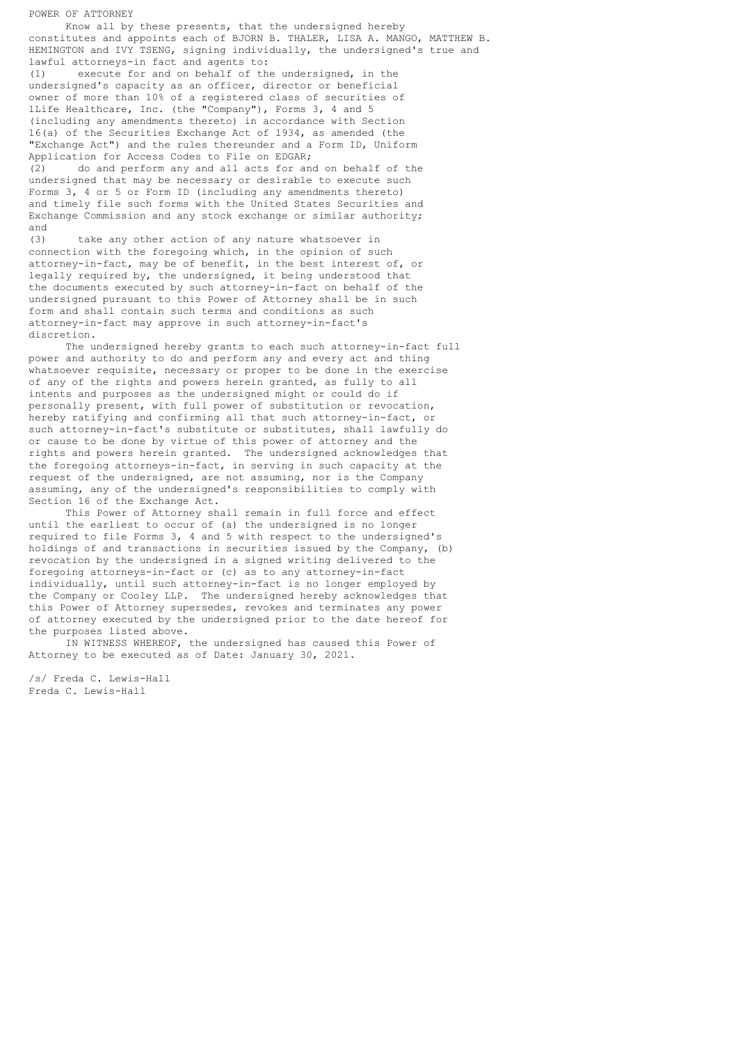# POWER OF ATTORNEY

Know all by these presents, that the undersigned hereby constitutes and appoints each of BJORN B. THALER, LISA A. MANGO, MATTHEW B. HEMINGTON and IVY TSENG, signing individually, the undersigned's true and lawful attorneys-in fact and agents to:

(1) execute for and on behalf of the undersigned, in the undersigned's capacity as an officer, director or beneficial owner of more than 10% of a registered class of securities of 1Life Healthcare, Inc. (the "Company"), Forms 3, 4 and 5 (including any amendments thereto) in accordance with Section 16(a) of the Securities Exchange Act of 1934, as amended (the "Exchange Act") and the rules thereunder and a Form ID, Uniform Application for Access Codes to File on EDGAR;

(2) do and perform any and all acts for and on behalf of the undersigned that may be necessary or desirable to execute such Forms 3, 4 or 5 or Form ID (including any amendments thereto) and timely file such forms with the United States Securities and Exchange Commission and any stock exchange or similar authority; and

(3) take any other action of any nature whatsoever in connection with the foregoing which, in the opinion of such attorney-in-fact, may be of benefit, in the best interest of, or legally required by, the undersigned, it being understood that the documents executed by such attorney-in-fact on behalf of the undersigned pursuant to this Power of Attorney shall be in such form and shall contain such terms and conditions as such attorney-in-fact may approve in such attorney-in-fact's discretion.

The undersigned hereby grants to each such attorney-in-fact full power and authority to do and perform any and every act and thing whatsoever requisite, necessary or proper to be done in the exercise of any of the rights and powers herein granted, as fully to all intents and purposes as the undersigned might or could do if personally present, with full power of substitution or revocation, hereby ratifying and confirming all that such attorney-in-fact, or such attorney-in-fact's substitute or substitutes, shall lawfully do or cause to be done by virtue of this power of attorney and the rights and powers herein granted. The undersigned acknowledges that the foregoing attorneys-in-fact, in serving in such capacity at the request of the undersigned, are not assuming, nor is the Company assuming, any of the undersigned's responsibilities to comply with Section 16 of the Exchange Act.

This Power of Attorney shall remain in full force and effect until the earliest to occur of (a) the undersigned is no longer required to file Forms 3, 4 and 5 with respect to the undersigned's holdings of and transactions in securities issued by the Company, (b) revocation by the undersigned in a signed writing delivered to the foregoing attorneys-in-fact or (c) as to any attorney-in-fact individually, until such attorney-in-fact is no longer employed by the Company or Cooley LLP. The undersigned hereby acknowledges that this Power of Attorney supersedes, revokes and terminates any power of attorney executed by the undersigned prior to the date hereof for the purposes listed above.

IN WITNESS WHEREOF, the undersigned has caused this Power of Attorney to be executed as of Date: January 30, 2021.

/s/ Freda C. Lewis-Hall
Freda C. Lewis-Hall